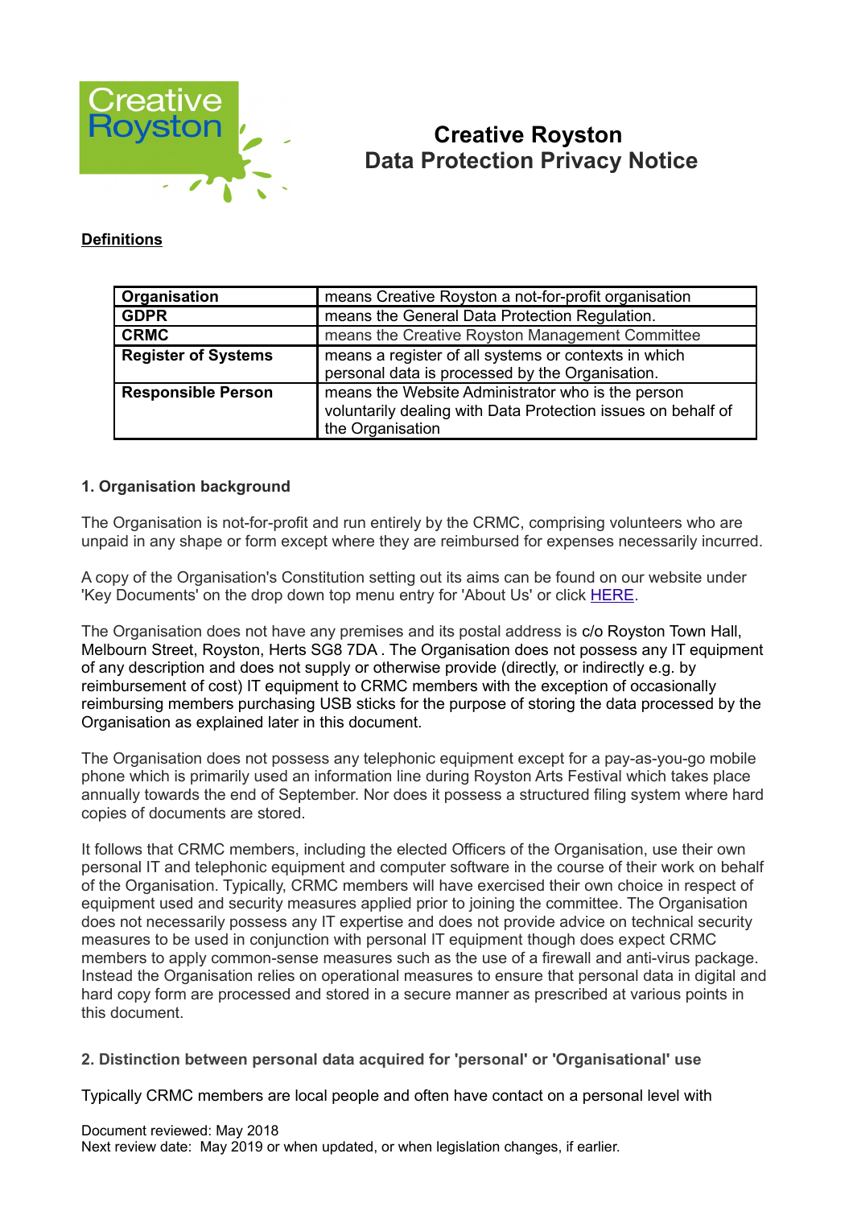# Creative Royston
# Data Protection Privacy Notice

**Definitions**

| | |
|---|---|
| **Organisation** | means Creative Royston a not-for-profit organisation |
| **GDPR** | means the General Data Protection Regulation. |
| **CRMC** | means the Creative Royston Management Committee |
| **Register of Systems** | means a register of all systems or contexts in which personal data is processed by the Organisation. |
| **Responsible Person** | means the Website Administrator who is the person voluntarily dealing with Data Protection issues on behalf of the Organisation |

### 1. Organisation background

The Organisation is not-for-profit and run entirely by the CRMC, comprising volunteers who are unpaid in any shape or form except where they are reimbursed for expenses necessarily incurred.

A copy of the Organisation's Constitution setting out its aims can be found on our website under 'Key Documents' on the drop down top menu entry for 'About Us' or click HERE.

The Organisation does not have any premises and its postal address is c/o Royston Town Hall, Melbourn Street, Royston, Herts SG8 7DA . The Organisation does not possess any IT equipment of any description and does not supply or otherwise provide (directly, or indirectly e.g. by reimbursement of cost) IT equipment to CRMC members with the exception of occasionally reimbursing members purchasing USB sticks for the purpose of storing the data processed by the Organisation as explained later in this document.

The Organisation does not possess any telephonic equipment except for a pay-as-you-go mobile phone which is primarily used an information line during Royston Arts Festival which takes place annually towards the end of September. Nor does it possess a structured filing system where hard copies of documents are stored.

It follows that CRMC members, including the elected Officers of the Organisation, use their own personal IT and telephonic equipment and computer software in the course of their work on behalf of the Organisation. Typically, CRMC members will have exercised their own choice in respect of equipment used and security measures applied prior to joining the committee. The Organisation does not necessarily possess any IT expertise and does not provide advice on technical security measures to be used in conjunction with personal IT equipment though does expect CRMC members to apply common-sense measures such as the use of a firewall and anti-virus package. Instead the Organisation relies on operational measures to ensure that personal data in digital and hard copy form are processed and stored in a secure manner as prescribed at various points in this document.

### 2. Distinction between personal data acquired for 'personal' or 'Organisational' use

Typically CRMC members are local people and often have contact on a personal level with

Document reviewed: May 2018
Next review date: May 2019 or when updated, or when legislation changes, if earlier.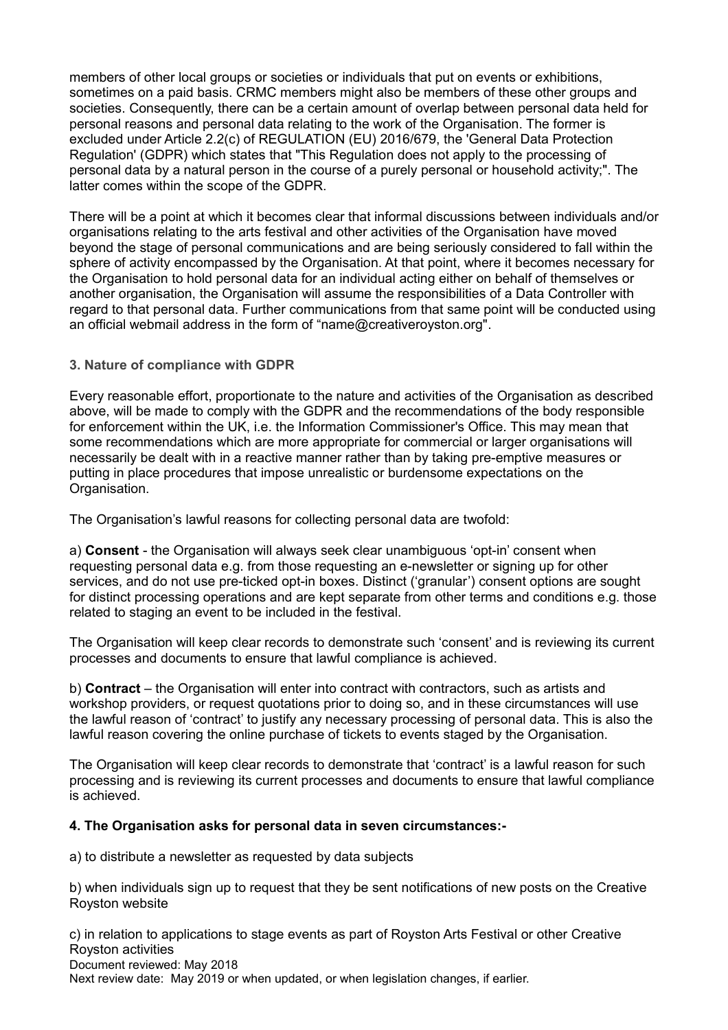members of other local groups or societies or individuals that put on events or exhibitions, sometimes on a paid basis. CRMC members might also be members of these other groups and societies. Consequently, there can be a certain amount of overlap between personal data held for personal reasons and personal data relating to the work of the Organisation. The former is excluded under Article 2.2(c) of REGULATION (EU) 2016/679, the 'General Data Protection Regulation' (GDPR) which states that "This Regulation does not apply to the processing of personal data by a natural person in the course of a purely personal or household activity;". The latter comes within the scope of the GDPR.

There will be a point at which it becomes clear that informal discussions between individuals and/or organisations relating to the arts festival and other activities of the Organisation have moved beyond the stage of personal communications and are being seriously considered to fall within the sphere of activity encompassed by the Organisation. At that point, where it becomes necessary for the Organisation to hold personal data for an individual acting either on behalf of themselves or another organisation, the Organisation will assume the responsibilities of a Data Controller with regard to that personal data. Further communications from that same point will be conducted using an official webmail address in the form of "name@creativeroyston.org".

### 3. Nature of compliance with GDPR

Every reasonable effort, proportionate to the nature and activities of the Organisation as described above, will be made to comply with the GDPR and the recommendations of the body responsible for enforcement within the UK, i.e. the Information Commissioner's Office. This may mean that some recommendations which are more appropriate for commercial or larger organisations will necessarily be dealt with in a reactive manner rather than by taking pre-emptive measures or putting in place procedures that impose unrealistic or burdensome expectations on the Organisation.

The Organisation's lawful reasons for collecting personal data are twofold:

a) **Consent** - the Organisation will always seek clear unambiguous 'opt-in' consent when requesting personal data e.g. from those requesting an e-newsletter or signing up for other services, and do not use pre-ticked opt-in boxes. Distinct ('granular') consent options are sought for distinct processing operations and are kept separate from other terms and conditions e.g. those related to staging an event to be included in the festival.

The Organisation will keep clear records to demonstrate such 'consent' and is reviewing its current processes and documents to ensure that lawful compliance is achieved.

b) **Contract** – the Organisation will enter into contract with contractors, such as artists and workshop providers, or request quotations prior to doing so, and in these circumstances will use the lawful reason of 'contract' to justify any necessary processing of personal data. This is also the lawful reason covering the online purchase of tickets to events staged by the Organisation.

The Organisation will keep clear records to demonstrate that 'contract' is a lawful reason for such processing and is reviewing its current processes and documents to ensure that lawful compliance is achieved.

### 4. The Organisation asks for personal data in seven circumstances:-

a) to distribute a newsletter as requested by data subjects

b) when individuals sign up to request that they be sent notifications of new posts on the Creative Royston website

c) in relation to applications to stage events as part of Royston Arts Festival or other Creative Royston activities

Document reviewed: May 2018
Next review date: May 2019 or when updated, or when legislation changes, if earlier.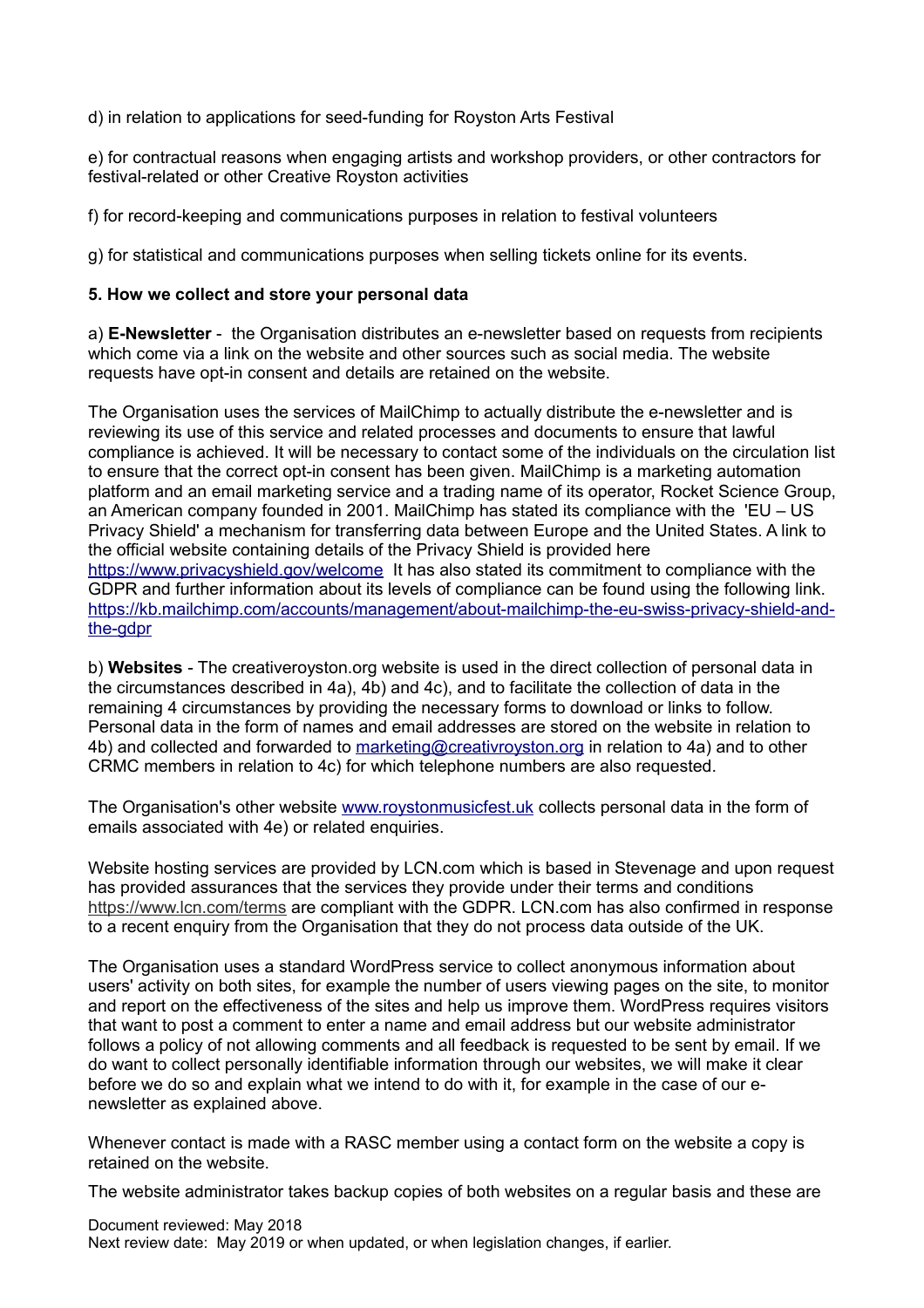d) in relation to applications for seed-funding for Royston Arts Festival

e) for contractual reasons when engaging artists and workshop providers, or other contractors for festival-related or other Creative Royston activities

f) for record-keeping and communications purposes in relation to festival volunteers

g) for statistical and communications purposes when selling tickets online for its events.

**5. How we collect and store your personal data**

a) **E-Newsletter** - the Organisation distributes an e-newsletter based on requests from recipients which come via a link on the website and other sources such as social media. The website requests have opt-in consent and details are retained on the website.

The Organisation uses the services of MailChimp to actually distribute the e-newsletter and is reviewing its use of this service and related processes and documents to ensure that lawful compliance is achieved. It will be necessary to contact some of the individuals on the circulation list to ensure that the correct opt-in consent has been given. MailChimp is a marketing automation platform and an email marketing service and a trading name of its operator, Rocket Science Group, an American company founded in 2001. MailChimp has stated its compliance with the 'EU – US Privacy Shield' a mechanism for transferring data between Europe and the United States. A link to the official website containing details of the Privacy Shield is provided here https://www.privacyshield.gov/welcome It has also stated its commitment to compliance with the GDPR and further information about its levels of compliance can be found using the following link. https://kb.mailchimp.com/accounts/management/about-mailchimp-the-eu-swiss-privacy-shield-and-the-gdpr

b) **Websites** - The creativeroyston.org website is used in the direct collection of personal data in the circumstances described in 4a), 4b) and 4c), and to facilitate the collection of data in the remaining 4 circumstances by providing the necessary forms to download or links to follow. Personal data in the form of names and email addresses are stored on the website in relation to 4b) and collected and forwarded to marketing@creativroyston.org in relation to 4a) and to other CRMC members in relation to 4c) for which telephone numbers are also requested.

The Organisation's other website www.roystonmusicfest.uk collects personal data in the form of emails associated with 4e) or related enquiries.

Website hosting services are provided by LCN.com which is based in Stevenage and upon request has provided assurances that the services they provide under their terms and conditions https://www.lcn.com/terms are compliant with the GDPR. LCN.com has also confirmed in response to a recent enquiry from the Organisation that they do not process data outside of the UK.

The Organisation uses a standard WordPress service to collect anonymous information about users' activity on both sites, for example the number of users viewing pages on the site, to monitor and report on the effectiveness of the sites and help us improve them. WordPress requires visitors that want to post a comment to enter a name and email address but our website administrator follows a policy of not allowing comments and all feedback is requested to be sent by email. If we do want to collect personally identifiable information through our websites, we will make it clear before we do so and explain what we intend to do with it, for example in the case of our e-newsletter as explained above.

Whenever contact is made with a RASC member using a contact form on the website a copy is retained on the website.

The website administrator takes backup copies of both websites on a regular basis and these are

Document reviewed: May 2018
Next review date: May 2019 or when updated, or when legislation changes, if earlier.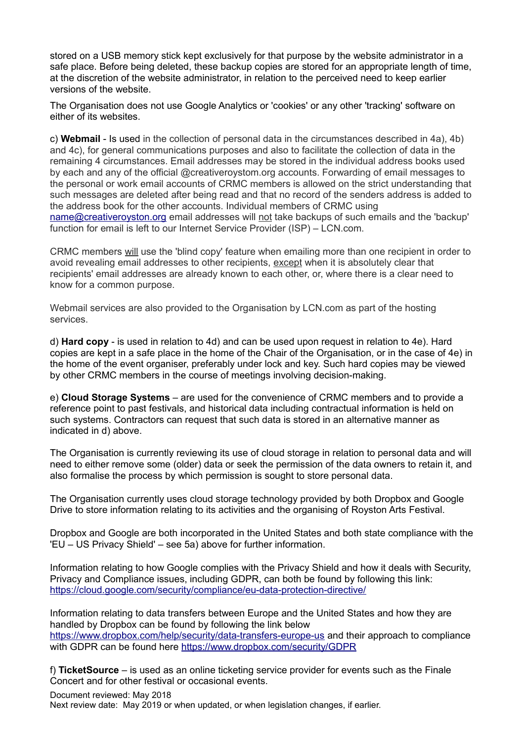stored on a USB memory stick kept exclusively for that purpose by the website administrator in a safe place. Before being deleted, these backup copies are stored for an appropriate length of time, at the discretion of the website administrator, in relation to the perceived need to keep earlier versions of the website.

The Organisation does not use Google Analytics or 'cookies' or any other 'tracking' software on either of its websites.

c) **Webmail** - Is used in the collection of personal data in the circumstances described in 4a), 4b) and 4c), for general communications purposes and also to facilitate the collection of data in the remaining 4 circumstances. Email addresses may be stored in the individual address books used by each and any of the official @creativeroystom.org accounts. Forwarding of email messages to the personal or work email accounts of CRMC members is allowed on the strict understanding that such messages are deleted after being read and that no record of the senders address is added to the address book for the other accounts. Individual members of CRMC using name@creativeroyston.org email addresses will not take backups of such emails and the 'backup' function for email is left to our Internet Service Provider (ISP) – LCN.com.

CRMC members will use the 'blind copy' feature when emailing more than one recipient in order to avoid revealing email addresses to other recipients, except when it is absolutely clear that recipients' email addresses are already known to each other, or, where there is a clear need to know for a common purpose.

Webmail services are also provided to the Organisation by LCN.com as part of the hosting services.

d) **Hard copy** - is used in relation to 4d) and can be used upon request in relation to 4e). Hard copies are kept in a safe place in the home of the Chair of the Organisation, or in the case of 4e) in the home of the event organiser, preferably under lock and key. Such hard copies may be viewed by other CRMC members in the course of meetings involving decision-making.

e) **Cloud Storage Systems** – are used for the convenience of CRMC members and to provide a reference point to past festivals, and historical data including contractual information is held on such systems. Contractors can request that such data is stored in an alternative manner as indicated in d) above.

The Organisation is currently reviewing its use of cloud storage in relation to personal data and will need to either remove some (older) data or seek the permission of the data owners to retain it, and also formalise the process by which permission is sought to store personal data.

The Organisation currently uses cloud storage technology provided by both Dropbox and Google Drive to store information relating to its activities and the organising of Royston Arts Festival.

Dropbox and Google are both incorporated in the United States and both state compliance with the 'EU – US Privacy Shield' – see 5a) above for further information.

Information relating to how Google complies with the Privacy Shield and how it deals with Security, Privacy and Compliance issues, including GDPR, can both be found by following this link: https://cloud.google.com/security/compliance/eu-data-protection-directive/

Information relating to data transfers between Europe and the United States and how they are handled by Dropbox can be found by following the link below https://www.dropbox.com/help/security/data-transfers-europe-us and their approach to compliance with GDPR can be found here https://www.dropbox.com/security/GDPR

f) **TicketSource** – is used as an online ticketing service provider for events such as the Finale Concert and for other festival or occasional events.

Document reviewed: May 2018
Next review date: May 2019 or when updated, or when legislation changes, if earlier.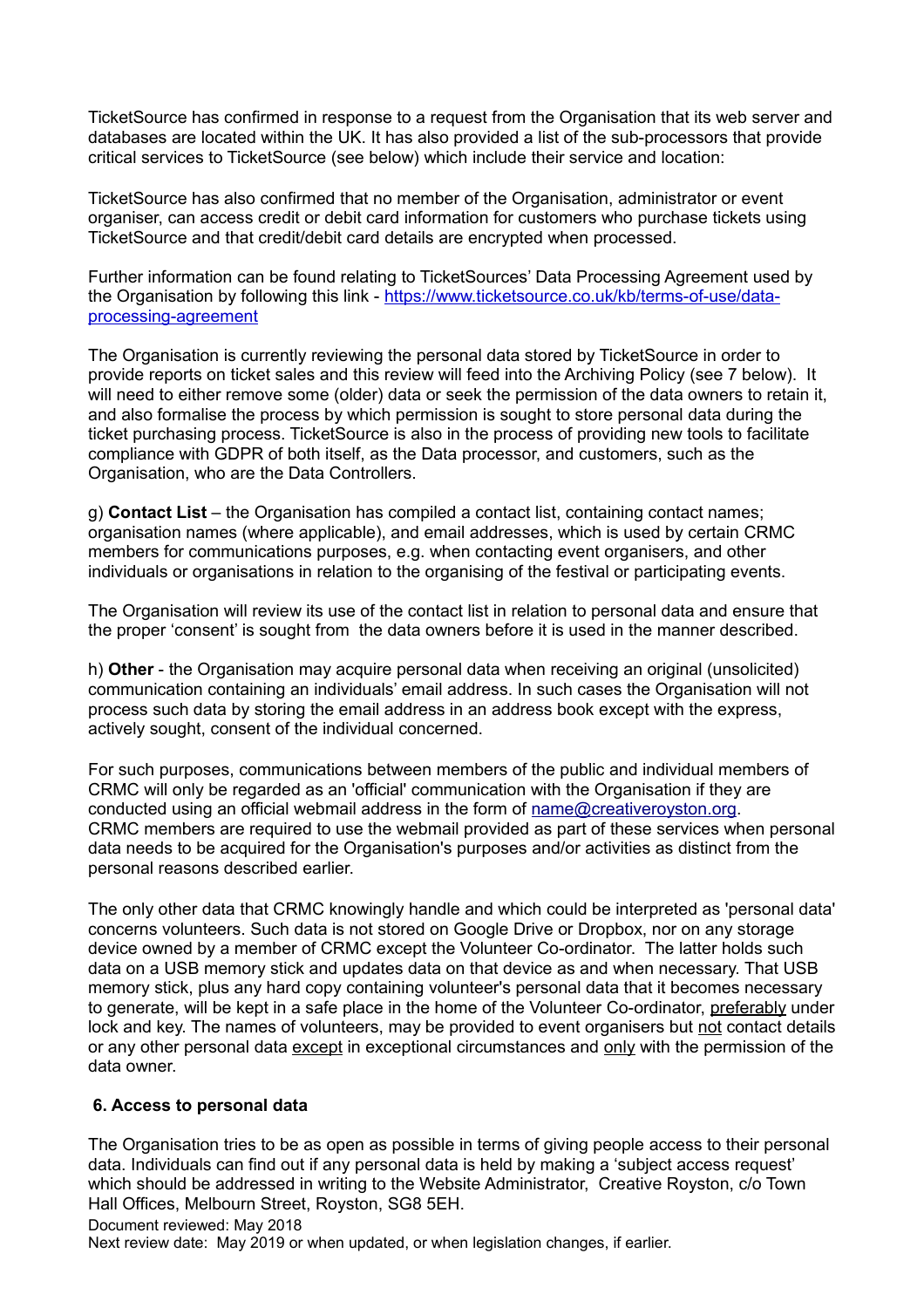TicketSource has confirmed in response to a request from the Organisation that its web server and databases are located within the UK. It has also provided a list of the sub-processors that provide critical services to TicketSource (see below) which include their service and location:

TicketSource has also confirmed that no member of the Organisation, administrator or event organiser, can access credit or debit card information for customers who purchase tickets using TicketSource and that credit/debit card details are encrypted when processed.

Further information can be found relating to TicketSources' Data Processing Agreement used by the Organisation by following this link - [https://www.ticketsource.co.uk/kb/terms-of-use/data-processing-agreement](https://www.ticketsource.co.uk/kb/terms-of-use/data-processing-agreement)

The Organisation is currently reviewing the personal data stored by TicketSource in order to provide reports on ticket sales and this review will feed into the Archiving Policy (see 7 below). It will need to either remove some (older) data or seek the permission of the data owners to retain it, and also formalise the process by which permission is sought to store personal data during the ticket purchasing process. TicketSource is also in the process of providing new tools to facilitate compliance with GDPR of both itself, as the Data processor, and customers, such as the Organisation, who are the Data Controllers.

g) **Contact List** – the Organisation has compiled a contact list, containing contact names; organisation names (where applicable), and email addresses, which is used by certain CRMC members for communications purposes, e.g. when contacting event organisers, and other individuals or organisations in relation to the organising of the festival or participating events.

The Organisation will review its use of the contact list in relation to personal data and ensure that the proper 'consent' is sought from the data owners before it is used in the manner described.

h) **Other** - the Organisation may acquire personal data when receiving an original (unsolicited) communication containing an individuals' email address. In such cases the Organisation will not process such data by storing the email address in an address book except with the express, actively sought, consent of the individual concerned.

For such purposes, communications between members of the public and individual members of CRMC will only be regarded as an 'official' communication with the Organisation if they are conducted using an official webmail address in the form of [name@creativeroyston.org](mailto:name@creativeroyston.org). CRMC members are required to use the webmail provided as part of these services when personal data needs to be acquired for the Organisation's purposes and/or activities as distinct from the personal reasons described earlier.

The only other data that CRMC knowingly handle and which could be interpreted as 'personal data' concerns volunteers. Such data is not stored on Google Drive or Dropbox, nor on any storage device owned by a member of CRMC except the Volunteer Co-ordinator. The latter holds such data on a USB memory stick and updates data on that device as and when necessary. That USB memory stick, plus any hard copy containing volunteer's personal data that it becomes necessary to generate, will be kept in a safe place in the home of the Volunteer Co-ordinator, <u>preferably</u> under lock and key. The names of volunteers, may be provided to event organisers but <u>not</u> contact details or any other personal data <u>except</u> in exceptional circumstances and <u>only</u> with the permission of the data owner.

### 6. Access to personal data

The Organisation tries to be as open as possible in terms of giving people access to their personal data. Individuals can find out if any personal data is held by making a 'subject access request' which should be addressed in writing to the Website Administrator, Creative Royston, c/o Town Hall Offices, Melbourn Street, Royston, SG8 5EH.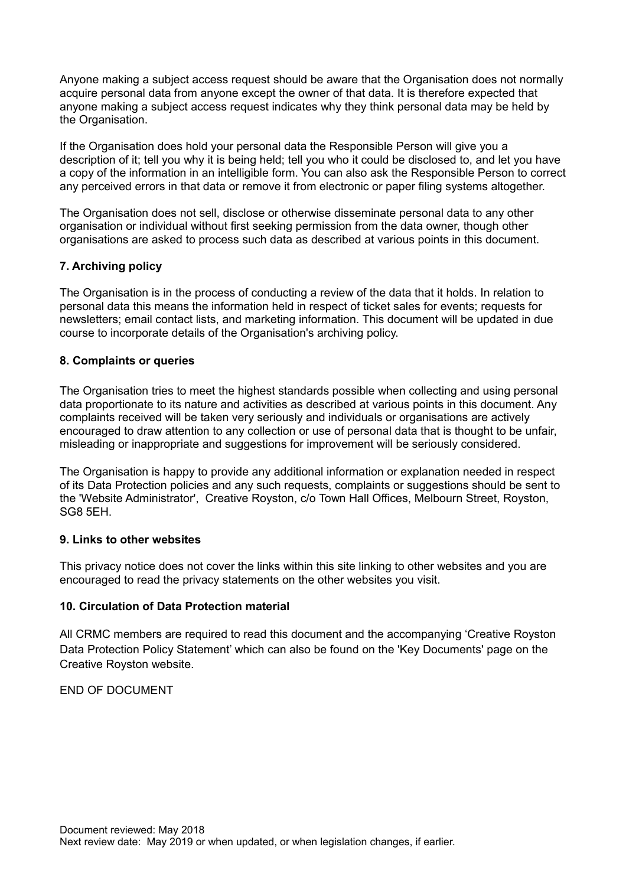Anyone making a subject access request should be aware that the Organisation does not normally acquire personal data from anyone except the owner of that data. It is therefore expected that anyone making a subject access request indicates why they think personal data may be held by the Organisation.

If the Organisation does hold your personal data the Responsible Person will give you a description of it; tell you why it is being held; tell you who it could be disclosed to, and let you have a copy of the information in an intelligible form. You can also ask the Responsible Person to correct any perceived errors in that data or remove it from electronic or paper filing systems altogether.

The Organisation does not sell, disclose or otherwise disseminate personal data to any other organisation or individual without first seeking permission from the data owner, though other organisations are asked to process such data as described at various points in this document.

**7. Archiving policy**

The Organisation is in the process of conducting a review of the data that it holds. In relation to personal data this means the information held in respect of ticket sales for events; requests for newsletters; email contact lists, and marketing information. This document will be updated in due course to incorporate details of the Organisation's archiving policy.

**8. Complaints or queries**

The Organisation tries to meet the highest standards possible when collecting and using personal data proportionate to its nature and activities as described at various points in this document. Any complaints received will be taken very seriously and individuals or organisations are actively encouraged to draw attention to any collection or use of personal data that is thought to be unfair, misleading or inappropriate and suggestions for improvement will be seriously considered.

The Organisation is happy to provide any additional information or explanation needed in respect of its Data Protection policies and any such requests, complaints or suggestions should be sent to the 'Website Administrator', Creative Royston, c/o Town Hall Offices, Melbourn Street, Royston, SG8 5EH.

**9. Links to other websites**

This privacy notice does not cover the links within this site linking to other websites and you are encouraged to read the privacy statements on the other websites you visit.

**10. Circulation of Data Protection material**

All CRMC members are required to read this document and the accompanying 'Creative Royston Data Protection Policy Statement' which can also be found on the 'Key Documents' page on the Creative Royston website.

END OF DOCUMENT

Document reviewed: May 2018
Next review date: May 2019 or when updated, or when legislation changes, if earlier.